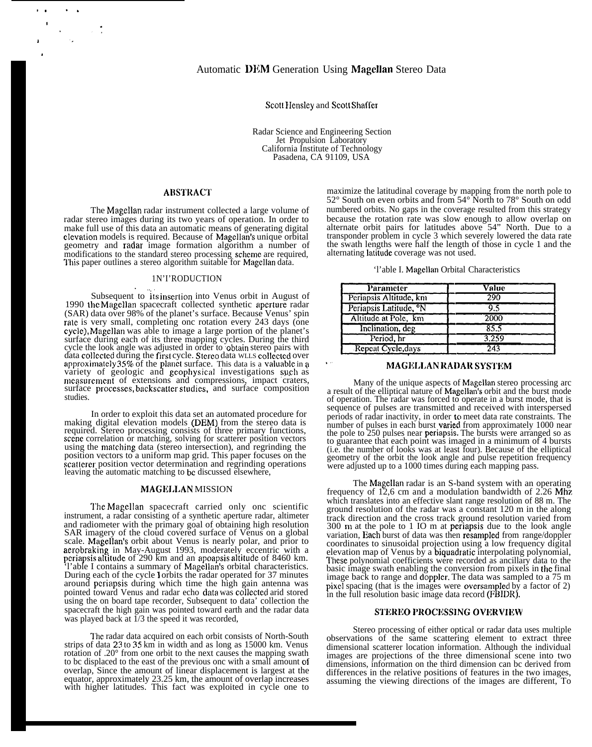# Automatic DEM Generation Using Magellan Stereo Data

Scott Hensley and Scott Shaffer

Radar Science and Engineering Section
Jet Propulsion Laboratory
California Institute of Technology
Pasadena, CA 91109, USA

## ABSTRACT

The Magellan radar instrument collected a large volume of radar stereo images during its two years of operation. In order to make full use of this data an automatic means of generating digital elevation models is required. Because of Magellan's unique orbital geometry and radar image formation algorithm a number of modifications to the standard stereo processing scheme are required, This paper outlines a stereo algorithm suitable for Magellan data.

## INTRODUCTION

Subsequent to its insertion into Venus orbit in August of 1990 the Magellan spacecraft collected synthetic aperture radar (SAR) data over 98% of the planet's surface. Because Venus' spin rate is very small, completing one rotation every 243 days (one cycle), Magellan was able to image a large portion of the planet's surface during each of its three mapping cycles. During the third cycle the look angle was adjusted in order to obtain stereo pairs with data collected during the first cycle. Stereo data was collected over approximately 35% of the planet surface. This data is a valuable in a variety of geologic and geophysical investigations such as measurement of extensions and compressions, impact craters, surface processes, backscatter studies, and surface composition studies.

In order to exploit this data set an automated procedure for making digital elevation models (DEM) from the stereo data is required. Stereo processing consists of three primary functions, scene correlation or matching, solving for scatterer position vectors using the matching data (stereo intersection), and regridding the position vectors to a uniform map grid. This paper focuses on the scatterer position vector determination and regridding operations leaving the automatic matching to be discussed elsewhere,

## MAGELLAN MISSION

The Magellan spacecraft carried only one scientific instrument, a radar consisting of a synthetic aperture radar, altimeter and radiometer with the primary goal of obtaining high resolution SAR imagery of the cloud covered surface of Venus on a global scale. Magellan's orbit about Venus is nearly polar, and prior to aerobraking in May-August 1993, moderately eccentric with a periapsis altitude of 290 km and an apoapsis altitude of 8460 km. Table I contains a summary of Magellan's orbital characteristics. During each of the cycle 1 orbits the radar operated for 37 minutes around periapsis during which time the high gain antenna was pointed toward Venus and radar echo data was collected and stored using the on board tape recorder, Subsequent to data' collection the spacecraft the high gain was pointed toward earth and the radar data was played back at 1/3 the speed it was recorded,

The radar data acquired on each orbit consists of North-South strips of data 23 to 35 km in width and as long as 15000 km. Venus rotation of .20° from one orbit to the next causes the mapping swath to be displaced to the east of the previous one with a small amount of overlap, Since the amount of linear displacement is largest at the equator, approximately 23.25 km, the amount of overlap increases with higher latitudes. This fact was exploited in cycle one to maximize the latitudinal coverage by mapping from the north pole to 52° South on even orbits and from 54° North to 78° South on odd numbered orbits. No gaps in the coverage resulted from this strategy because the rotation rate was slow enough to allow overlap on alternate orbit pairs for latitudes above 54" North. Due to a transponder problem in cycle 3 which severely lowered the data rate the swath lengths were half the length of those in cycle 1 and the alternating latitude coverage was not used.

Table I. Magellan Orbital Characteristics

| Parameter | Value |
|---|---|
| Periapsis Altitude, km | 290 |
| Periapsis Latitude, °N | 9.5 |
| Altitude at Pole, km | 2000 |
| Inclination, deg | 85.5 |
| Period, hr | 3.259 |
| Repeat Cycle,days | 243 |

## MAGELLAN RADAR SYSTEM

Many of the unique aspects of Magellan stereo processing are a result of the elliptical nature of Magellan's orbit and the burst mode of operation. The radar was forced to operate in a burst mode, that is sequence of pulses are transmitted and received with interspersed periods of radar inactivity, in order to meet data rate constraints. The number of pulses in each burst varied from approximately 1000 near the pole to 250 pulses near periapsis. The bursts were arranged so as to guarantee that each point was imaged in a minimum of 4 bursts (i.e. the number of looks was at least four). Because of the elliptical geometry of the orbit the look angle and pulse repetition frequency were adjusted up to a 1000 times during each mapping pass.

The Magellan radar is an S-band system with an operating frequency of 12,6 cm and a modulation bandwidth of 2.26 Mhz which translates into an effective slant range resolution of 88 m. The ground resolution of the radar was a constant 120 m in the along track direction and the cross track ground resolution varied from 300 m at the pole to 1 IO m at periapsis due to the look angle variation, Each burst of data was then resampled from range/doppler coordinates to sinusoidal projection using a low frequency digital elevation map of Venus by a biquadratic interpolating polynomial, These polynomial coefficients were recorded as ancillary data to the basic image swath enabling the conversion from pixels in the final image back to range and doppler. The data was sampled to a 75 m pixel spacing (that is the images were oversampled by a factor of 2) in the full resolution basic image data record (FBIDR).

## STEREO PROCESSING OVERVIEW

Stereo processing of either optical or radar data uses multiple observations of the same scattering element to extract three dimensional scatterer location information. Although the individual images are projections of the three dimensional scene into two dimensions, information on the third dimension can be derived from differences in the relative positions of features in the two images, assuming the viewing directions of the images are different, To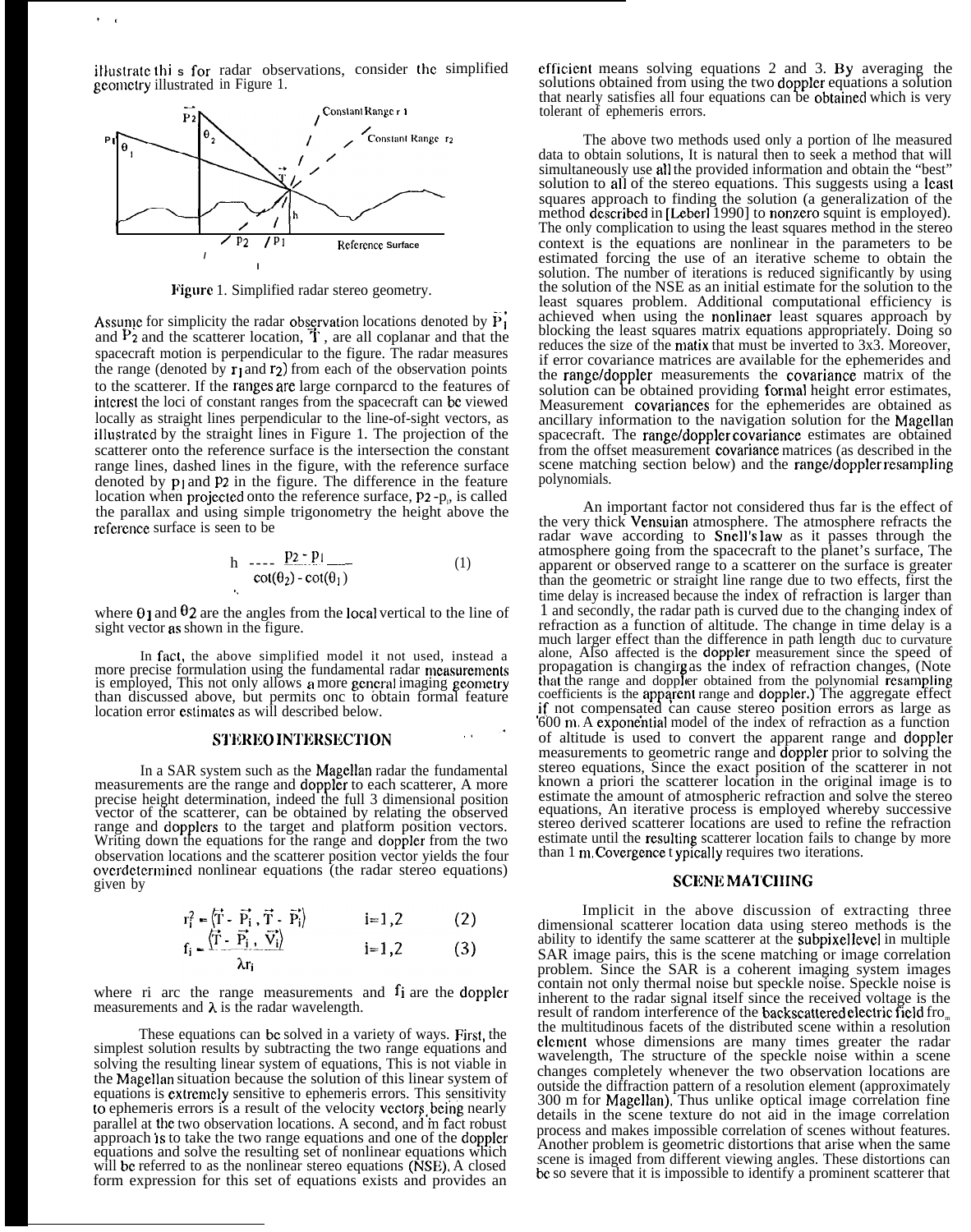illustrate this for radar observations, consider the simplified geometry illustrated in Figure 1.

Figure 1. Simplified radar stereo geometry.

Assume for simplicity the radar observation locations denoted by $\vec{P}_1$ and $\vec{P}_2$ and the scatterer location, $\vec{T}$, are all coplanar and that the spacecraft motion is perpendicular to the figure. The radar measures the range (denoted by $r_1$ and $r_2$) from each of the observation points to the scatterer. If the ranges are large compared to the features of interest the loci of constant ranges from the spacecraft can be viewed locally as straight lines perpendicular to the line-of-sight vectors, as illustrated by the straight lines in Figure 1. The projection of the scatterer onto the reference surface is the intersection the constant range lines, dashed lines in the figure, with the reference surface denoted by $p_1$ and $p_2$ in the figure. The difference in the feature location when projected onto the reference surface, $p_2 - p_1$, is called the parallax and using simple trigonometry the height above the reference surface is seen to be

$$h = \frac{p_2 - p_1}{\cot(\theta_2) - \cot(\theta_1)} \qquad (1)$$

where $\theta_1$ and $\theta_2$ are the angles from the local vertical to the line of sight vector as shown in the figure.

In fact, the above simplified model it not used, instead a more precise formulation using the fundamental radar measurements is employed, This not only allows a more general imaging geometry than discussed above, but permits onc to obtain formal feature location error estimates as will described below.

## STEREO INTERSECTION

In a SAR system such as the Magellan radar the fundamental measurements are the range and doppler to each scatterer, A more precise height determination, indeed the full 3 dimensional position vector of the scatterer, can be obtained by relating the observed range and dopplers to the target and platform position vectors. Writing down the equations for the range and doppler from the two observation locations and the scatterer position vector yields the four overdetermined nonlinear equations (the radar stereo equations) given by

$$r_i^2 = \langle \vec{T} - \vec{P}_i, \vec{T} - \vec{P}_i \rangle \qquad i=1,2 \qquad (2)$$

$$f_i = \frac{\langle \vec{T} - \vec{P}_i, \vec{V}_i \rangle}{\lambda r_i} \qquad i=1,2 \qquad (3)$$

where $r_i$ are the range measurements and $f_i$ are the doppler measurements and $\lambda$ is the radar wavelength.

These equations can be solved in a variety of ways. First, the simplest solution results by subtracting the two range equations and solving the resulting linear system of equations, This is not viable in the Magellan situation because the solution of this linear system of equations is extremely sensitive to ephemeris errors. This sensitivity to ephemeris errors is a result of the velocity vectors being nearly parallel at the two observation locations. A second, and in fact robust approach is to take the two range equations and one of the doppler equations and solve the resulting set of nonlinear equations which will be referred to as the nonlinear stereo equations (NSE). A closed form expression for this set of equations exists and provides an efficient means solving equations 2 and 3. By averaging the solutions obtained from using the two doppler equations a solution that nearly satisfies all four equations can be obtained which is very tolerant of ephemeris errors.

The above two methods used only a portion of the measured data to obtain solutions, It is natural then to seek a method that will simultaneously use all the provided information and obtain the "best" solution to all of the stereo equations. This suggests using a least squares approach to finding the solution (a generalization of the method described in [Leberl 1990] to nonzero squint is employed). The only complication to using the least squares method in the stereo context is the equations are nonlinear in the parameters to be estimated forcing the use of an iterative scheme to obtain the solution. The number of iterations is reduced significantly by using the solution of the NSE as an initial estimate for the solution to the least squares problem. Additional computational efficiency is achieved when using the nonlinaer least squares approach by blocking the least squares matrix equations appropriately. Doing so reduces the size of the matix that must be inverted to 3x3. Moreover, if error covariance matrices are available for the ephemerides and the range/doppler measurements the covariance matrix of the solution can be obtained providing formal height error estimates, Measurement covariances for the ephemerides are obtained as ancillary information to the navigation solution for the Magellan spacecraft. The range/doppler covariance estimates are obtained from the offset measurement covariance matrices (as described in the scene matching section below) and the range/doppler resampling polynomials.

An important factor not considered thus far is the effect of the very thick Vensuian atmosphere. The atmosphere refracts the radar wave according to Snell's law as it passes through the atmosphere going from the spacecraft to the planet's surface, The apparent or observed range to a scatterer on the surface is greater than the geometric or straight line range due to two effects, first the time delay is increased because the index of refraction is larger than 1 and secondly, the radar path is curved due to the changing index of refraction as a function of altitude. The change in time delay is a much larger effect than the difference in path length duc to curvature alone, Also affected is the doppler measurement since the speed of propagation is changing as the index of refraction changes, (Note that the range and doppler obtained from the polynomial resampling coefficients is the apparent range and doppler.) The aggregate effect if not compensated can cause stereo position errors as large as 600 m. A exponential model of the index of refraction as a function of altitude is used to convert the apparent range and doppler measurements to geometric range and doppler prior to solving the stereo equations, Since the exact position of the scatterer in not known a priori the scatterer location in the original image is to estimate the amount of atmospheric refraction and solve the stereo equations, An iterative process is employed whereby successive stereo derived scatterer locations are used to refine the refraction estimate until the resulting scatterer location fails to change by more than 1 m. Covergence typically requires two iterations.

## SCENE MATCHING

Implicit in the above discussion of extracting three dimensional scatterer location data using stereo methods is the ability to identify the same scatterer at the subpixel level in multiple SAR image pairs, this is the scene matching or image correlation problem. Since the SAR is a coherent imaging system images contain not only thermal noise but speckle noise. Speckle noise is inherent to the radar signal itself since the received voltage is the result of random interference of the backscattered electric field from the multitudinous facets of the distributed scene within a resolution element whose dimensions are many times greater the radar wavelength, The structure of the speckle noise within a scene changes completely whenever the two observation locations are outside the diffraction pattern of a resolution element (approximately 300 m for Magellan), Thus unlike optical image correlation fine details in the scene texture do not aid in the image correlation process and makes impossible correlation of scenes without features. Another problem is geometric distortions that arise when the same scene is imaged from different viewing angles. These distortions can be so severe that it is impossible to identify a prominent scatterer that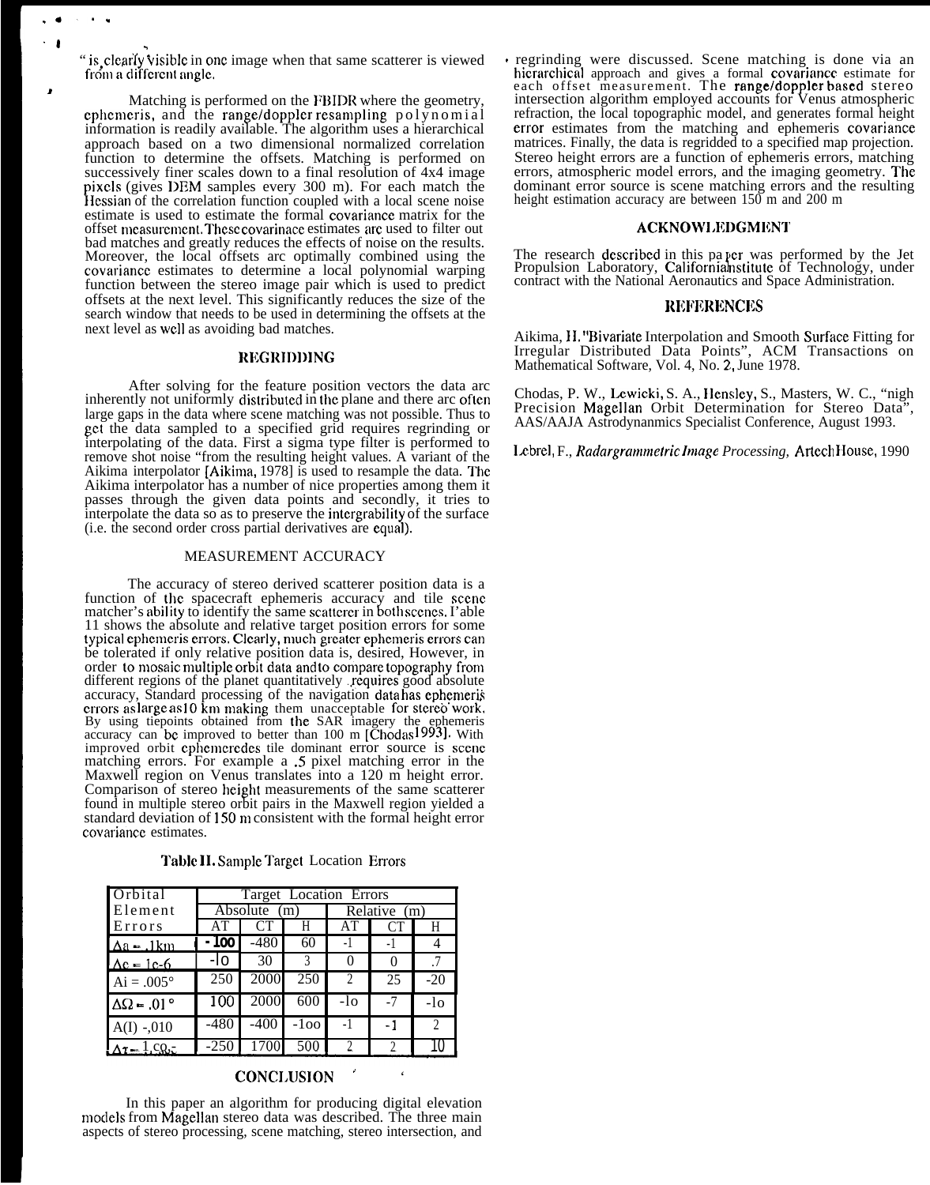" is clearly visible in one image when that same scatterer is viewed from a different angle.

Matching is performed on the FBIDR where the geometry, ephemeris, and the range/doppler resampling polynomial information is readily available. The algorithm uses a hierarchical approach based on a two dimensional normalized correlation function to determine the offsets. Matching is performed on successively finer scales down to a final resolution of 4x4 image pixels (gives DEM samples every 300 m). For each match the Hessian of the correlation function coupled with a local scene noise estimate is used to estimate the formal covariance matrix for the offset measurement. These covarinace estimates are used to filter out bad matches and greatly reduces the effects of noise on the results. Moreover, the local offsets are optimally combined using the covariance estimates to determine a local polynomial warping function between the stereo image pair which is used to predict offsets at the next level. This significantly reduces the size of the search window that needs to be used in determining the offsets at the next level as well as avoiding bad matches.

## REGRIDDING

After solving for the feature position vectors the data are inherently not uniformly distributed in the plane and there are often large gaps in the data where scene matching was not possible. Thus to get the data sampled to a specified grid requires regrinding or interpolating of the data. First a sigma type filter is performed to remove shot noise "from the resulting height values. A variant of the Aikima interpolator [Aikima, 1978] is used to resample the data. The Aikima interpolator has a number of nice properties among them it passes through the given data points and secondly, it tries to interpolate the data so as to preserve the intergrability of the surface (i.e. the second order cross partial derivatives are equal).

## MEASUREMENT ACCURACY

The accuracy of stereo derived scatterer position data is a function of the spacecraft ephemeris accuracy and tile scene matcher's ability to identify the same scatterer in both scenes. Table 11 shows the absolute and relative target position errors for some typical ephemeris errors. Clearly, much greater ephemeris errors can be tolerated if only relative position data is, desired, However, in order to mosaic multiple orbit data and to compare topography from different regions of the planet quantitatively requires good absolute accuracy, Standard processing of the navigation data has ephemeris errors as large as 10 km making them unacceptable for stereo work. By using tiepoints obtained from the SAR imagery the ephemeris accuracy can be improved to better than 100 m [Chodas 1993]. With improved orbit ephemeredes tile dominant error source is scene matching errors. For example a .5 pixel matching error in the Maxwell region on Venus translates into a 120 m height error. Comparison of stereo height measurements of the same scatterer found in multiple stereo orbit pairs in the Maxwell region yielded a standard deviation of 150 m consistent with the formal height error covariance estimates.

**Table II.** Sample Target Location Errors

| Orbital Element Errors | Target Location Errors | | | | | |
|---|---|---|---|---|---|---|
| | Absolute (m) | | | Relative (m) | | |
| | AT | CT | H | AT | CT | H |
| $\Delta a$ = .1km | -100 | -480 | 60 | -1 | -1 | 4 |
| $\Delta e$ = 1e-6 | -10 | 30 | 3 | 0 | 0 | .7 |
| $\Delta i$ = .005° | 250 | 2000 | 250 | 2 | 25 | -20 |
| $\Delta\Omega$ = .01° | 100 | 2000 | 600 | -10 | -7 | -10 |
| $\Delta(\omega)$ -,010 | -480 | -400 | -100 | -1 | -1 | 2 |
| $\Delta\tau$ = 1 sec | -250 | 1700 | 500 | 2 | 2 | 10 |

## CONCLUSION

In this paper an algorithm for producing digital elevation models from Magellan stereo data was described. The three main aspects of stereo processing, scene matching, stereo intersection, and regrinding were discussed. Scene matching is done via an hierarchical approach and gives a formal covariance estimate for each offset measurement. The range/doppler based stereo intersection algorithm employed accounts for Venus atmospheric refraction, the local topographic model, and generates formal height error estimates from the matching and ephemeris covariance matrices. Finally, the data is regridded to a specified map projection. Stereo height errors are a function of ephemeris errors, matching errors, atmospheric model errors, and the imaging geometry. The dominant error source is scene matching errors and the resulting height estimation accuracy are between 150 m and 200 m

## ACKNOWLEDGMENT

The research described in this paper was performed by the Jet Propulsion Laboratory, California Institute of Technology, under contract with the National Aeronautics and Space Administration.

## REFERENCES

Aikima, H. "Bivariate Interpolation and Smooth Surface Fitting for Irregular Distributed Data Points", ACM Transactions on Mathematical Software, Vol. 4, No. 2, June 1978.

Chodas, P. W., Lewicki, S. A., Hensley, S., Masters, W. C., "nigh Precision Magellan Orbit Determination for Stereo Data", AAS/AAJA Astrodynanmics Specialist Conference, August 1993.

Lebrel, F., *Radargrammetric Image Processing,* Artech House, 1990